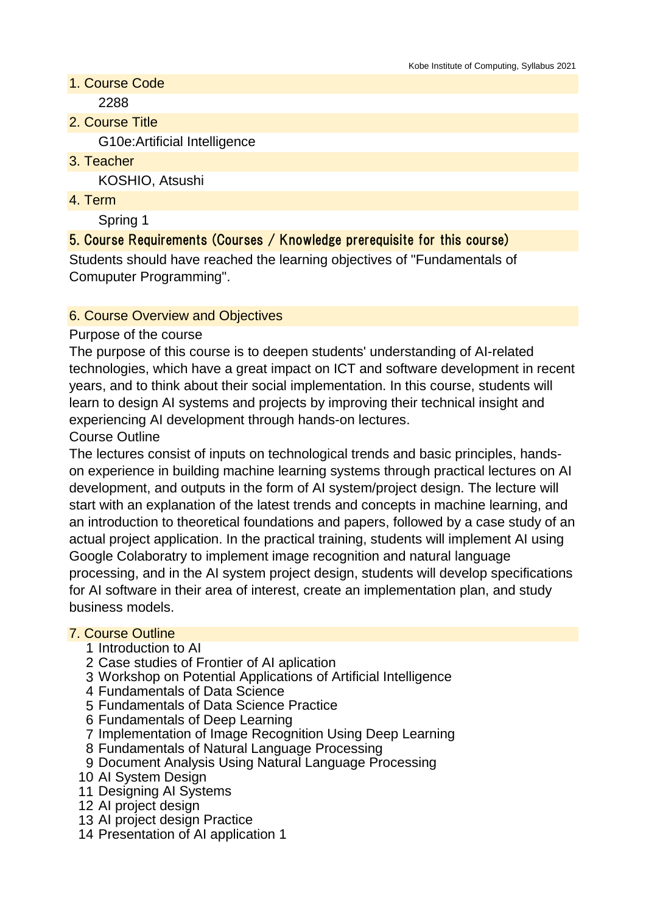## 1. Course Code

2288

## 2. Course Title

G10e:Artificial Intelligence

## 3. Teacher

KOSHIO, Atsushi

## 4. Term

Spring 1

## 5. Course Requirements (Courses / Knowledge prerequisite for this course)

Students should have reached the learning objectives of "Fundamentals of Comuputer Programming".

## 6. Course Overview and Objectives

Purpose of the course

The purpose of this course is to deepen students' understanding of AI-related technologies, which have a great impact on ICT and software development in recent years, and to think about their social implementation. In this course, students will learn to design AI systems and projects by improving their technical insight and experiencing AI development through hands-on lectures.

Course Outline

The lectures consist of inputs on technological trends and basic principles, hands-on experience in building machine learning systems through practical lectures on AI development, and outputs in the form of AI system/project design. The lecture will start with an explanation of the latest trends and concepts in machine learning, and an introduction to theoretical foundations and papers, followed by a case study of an actual project application. In the practical training, students will implement AI using Google Colaboratry to implement image recognition and natural language processing, and in the AI system project design, students will develop specifications for AI software in their area of interest, create an implementation plan, and study business models.

## 7. Course Outline

1. Introduction to AI
2. Case studies of Frontier of AI aplication
3. Workshop on Potential Applications of Artificial Intelligence
4. Fundamentals of Data Science
5. Fundamentals of Data Science Practice
6. Fundamentals of Deep Learning
7. Implementation of Image Recognition Using Deep Learning
8. Fundamentals of Natural Language Processing
9. Document Analysis Using Natural Language Processing
10. AI System Design
11. Designing AI Systems
12. AI project design
13. AI project design Practice
14. Presentation of AI application 1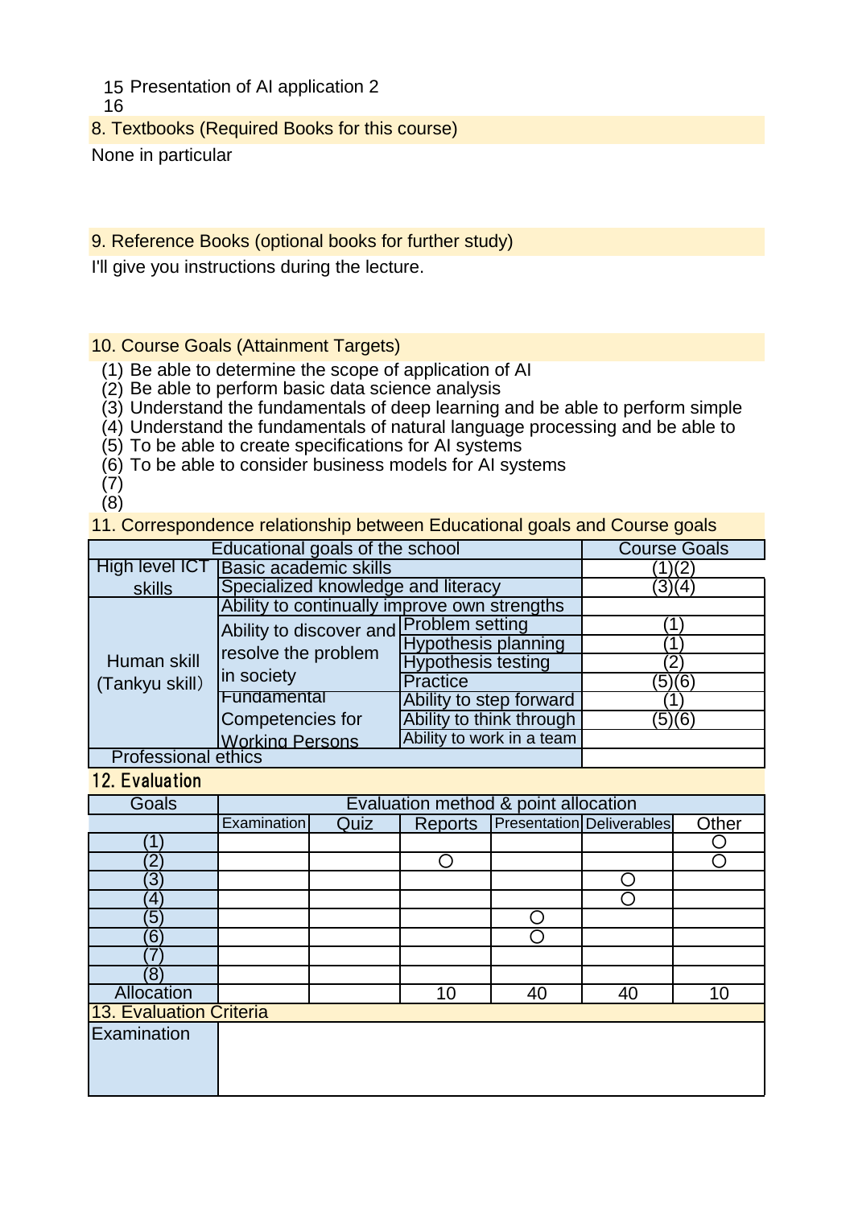15 Presentation of AI application 2

16

## 8. Textbooks (Required Books for this course)

None in particular

## 9. Reference Books (optional books for further study)

I'll give you instructions during the lecture.

## 10. Course Goals (Attainment Targets)

(1) Be able to determine the scope of application of AI
(2) Be able to perform basic data science analysis
(3) Understand the fundamentals of deep learning and be able to perform simple
(4) Understand the fundamentals of natural language processing and be able to
(5) To be able to create specifications for AI systems
(6) To be able to consider business models for AI systems
(7)
(8)

## 11. Correspondence relationship between Educational goals and Course goals

| Educational goals of the school | | | Course Goals |
|---|---|---|---|
| High level ICT skills | Basic academic skills | | (1)(2) |
| | Specialized knowledge and literacy | | (3)(4) |
| Human skill (Tankyu skill) | Ability to continually improve own strengths | | |
| | Ability to discover and resolve the problem in society | Problem setting | (1) |
| | | Hypothesis planning | (1) |
| | | Hypothesis testing | (2) |
| | | Practice | (5)(6) |
| | Fundamental Competencies for Working Persons | Ability to step forward | (1) |
| | | Ability to think through | (5)(6) |
| | | Ability to work in a team | |
| Professional ethics | | | |

## 12. Evaluation

| Goals | Examination | Quiz | Reports | Presentation | Deliverables | Other |
|---|---|---|---|---|---|---|
| (1) | | | | | | ○ |
| (2) | | | ○ | | | ○ |
| (3) | | | | | ○ | |
| (4) | | | | | ○ | |
| (5) | | | | ○ | | |
| (6) | | | | ○ | | |
| (7) | | | | | | |
| (8) | | | | | | |
| Allocation | | | 10 | 40 | 40 | 10 |

## 13. Evaluation Criteria

| | |
|---|---|
| Examination | |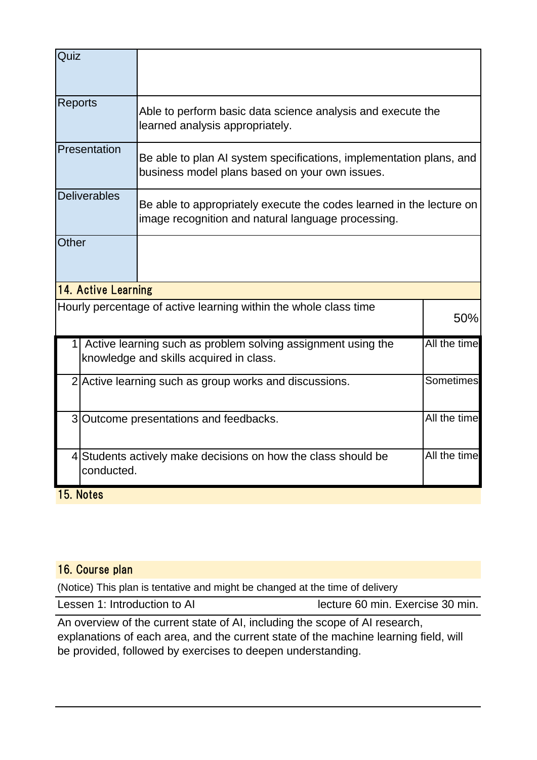| | |
|---|---|
| Quiz | |
| Reports | Able to perform basic data science analysis and execute the learned analysis appropriately. |
| Presentation | Be able to plan AI system specifications, implementation plans, and business model plans based on your own issues. |
| Deliverables | Be able to appropriately execute the codes learned in the lecture on image recognition and natural language processing. |
| Other | |

## 14. Active Learning

| | | |
|---|---|---|
| Hourly percentage of active learning within the whole class time | | 50% |
| 1 | Active learning such as problem solving assignment using the knowledge and skills acquired in class. | All the time |
| 2 | Active learning such as group works and discussions. | Sometimes |
| 3 | Outcome presentations and feedbacks. | All the time |
| 4 | Students actively make decisions on how the class should be conducted. | All the time |

## 15. Notes

## 16. Course plan

(Notice) This plan is tentative and might be changed at the time of delivery

| | |
|---|---|
| Lessen 1: Introduction to AI | lecture 60 min. Exercise 30 min. |

An overview of the current state of AI, including the scope of AI research, explanations of each area, and the current state of the machine learning field, will be provided, followed by exercises to deepen understanding.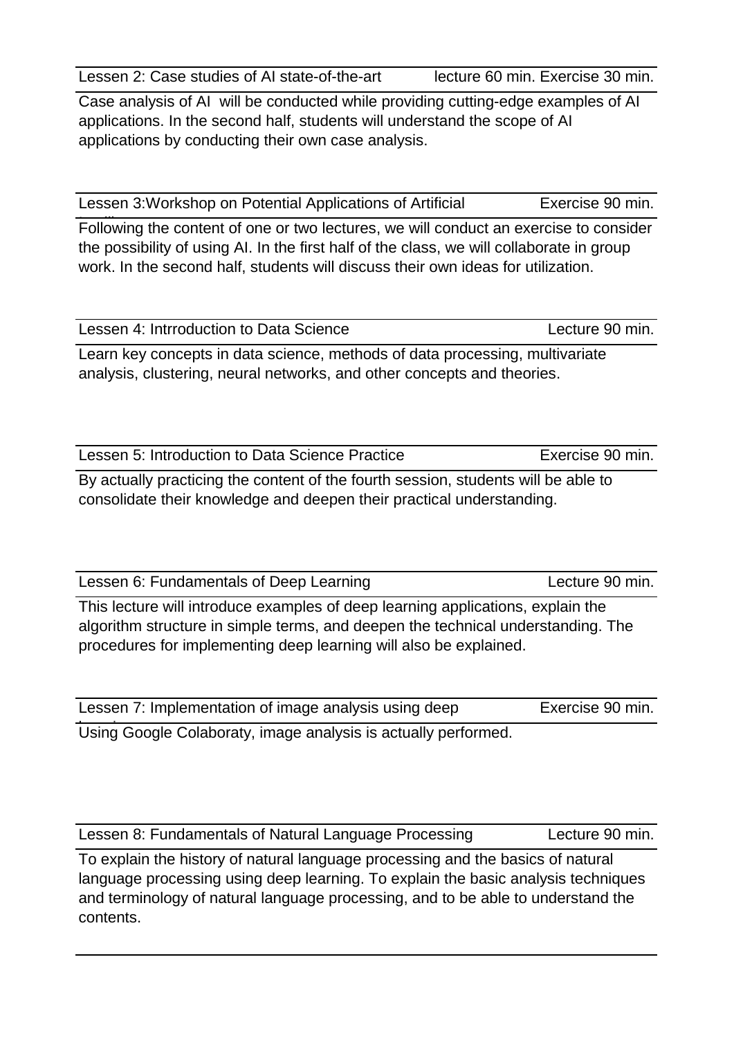Lessen 2: Case studies of AI state-of-the-art — lecture 60 min. Exercise 30 min.

Case analysis of AI will be conducted while providing cutting-edge examples of AI applications. In the second half, students will understand the scope of AI applications by conducting their own case analysis.

Lessen 3:Workshop on Potential Applications of Artificial Intelligence — Exercise 90 min.

Following the content of one or two lectures, we will conduct an exercise to consider the possibility of using AI. In the first half of the class, we will collaborate in group work. In the second half, students will discuss their own ideas for utilization.

Lessen 4: Intrroduction to Data Science — Lecture 90 min.

Learn key concepts in data science, methods of data processing, multivariate analysis, clustering, neural networks, and other concepts and theories.

Lessen 5: Introduction to Data Science Practice — Exercise 90 min.

By actually practicing the content of the fourth session, students will be able to consolidate their knowledge and deepen their practical understanding.

Lessen 6: Fundamentals of Deep Learning — Lecture 90 min.

This lecture will introduce examples of deep learning applications, explain the algorithm structure in simple terms, and deepen the technical understanding. The procedures for implementing deep learning will also be explained.

Lessen 7: Implementation of image analysis using deep learning — Exercise 90 min.

Using Google Colaboraty, image analysis is actually performed.

Lessen 8: Fundamentals of Natural Language Processing — Lecture 90 min.

To explain the history of natural language processing and the basics of natural language processing using deep learning. To explain the basic analysis techniques and terminology of natural language processing, and to be able to understand the contents.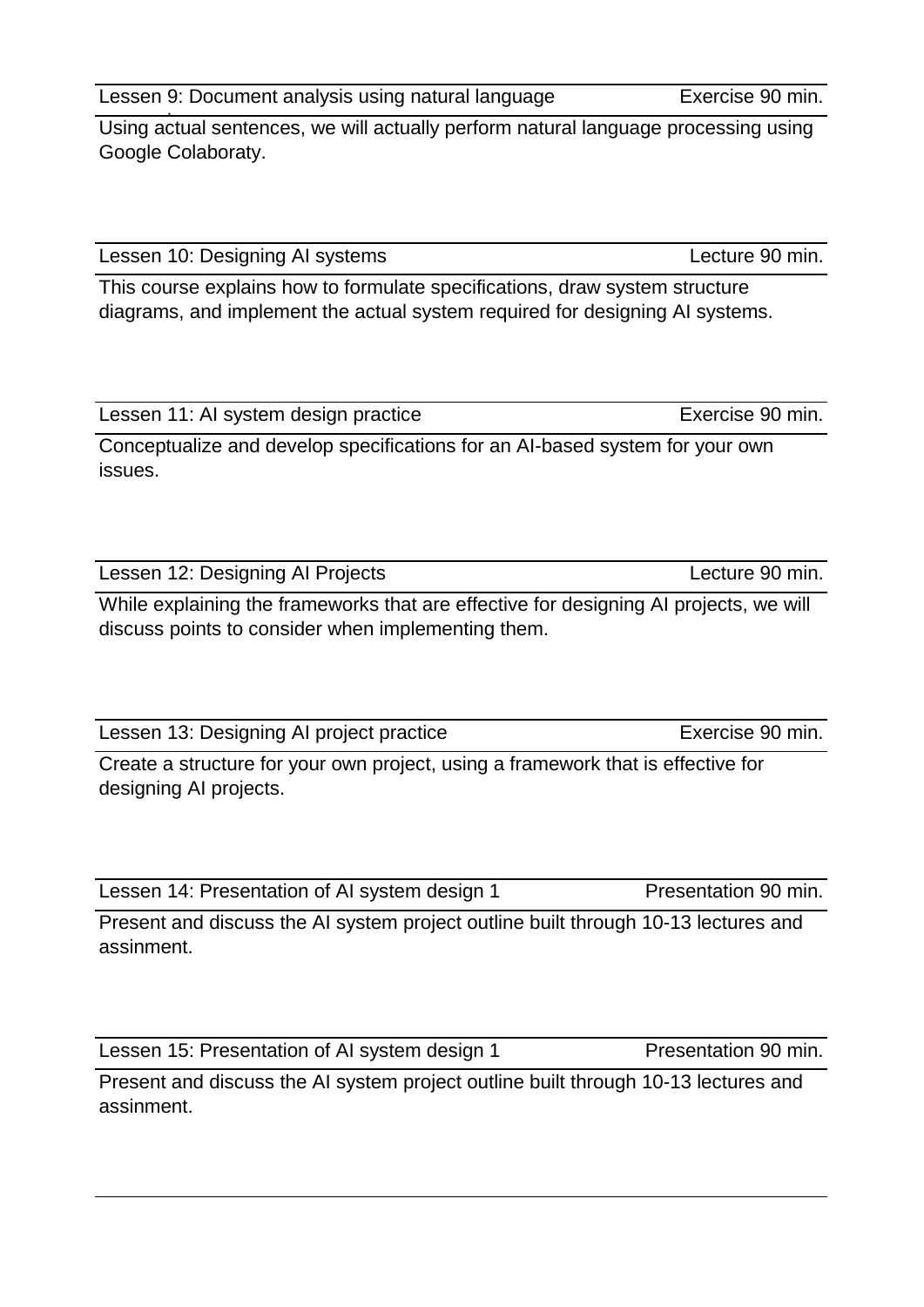| Lessen 9: Document analysis using natural language | Exercise 90 min. |
| --- | --- |

Using actual sentences, we will actually perform natural language processing using Google Colaboraty.

| Lessen 10: Designing AI systems | Lecture 90 min. |
| --- | --- |

This course explains how to formulate specifications, draw system structure diagrams, and implement the actual system required for designing AI systems.

| Lessen 11: AI system design practice | Exercise 90 min. |
| --- | --- |

Conceptualize and develop specifications for an AI-based system for your own issues.

| Lessen 12: Designing AI Projects | Lecture 90 min. |
| --- | --- |

While explaining the frameworks that are effective for designing AI projects, we will discuss points to consider when implementing them.

| Lessen 13: Designing AI project practice | Exercise 90 min. |
| --- | --- |

Create a structure for your own project, using a framework that is effective for designing AI projects.

| Lessen 14: Presentation of AI system design 1 | Presentation 90 min. |
| --- | --- |

Present and discuss the AI system project outline built through 10-13 lectures and assinment.

| Lessen 15: Presentation of AI system design 1 | Presentation 90 min. |
| --- | --- |

Present and discuss the AI system project outline built through 10-13 lectures and assinment.